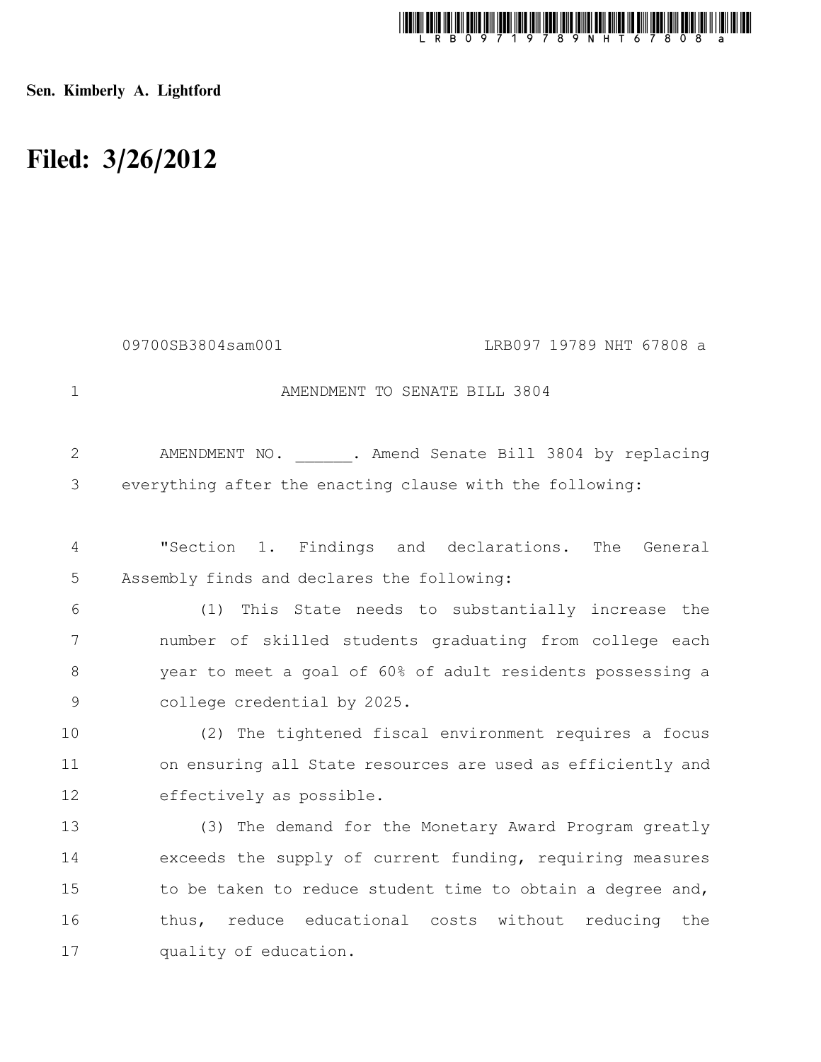**Sen. Kimberly A. Lightford**

# Filed: 3/26/2012

09700SB3804sam001 LRB097 19789 NHT 67808 a

AMENDMENT TO SENATE BILL 3804

AMENDMENT NO. ______. Amend Senate Bill 3804 by replacing everything after the enacting clause with the following:

"Section 1. Findings and declarations. The General Assembly finds and declares the following:

(1) This State needs to substantially increase the number of skilled students graduating from college each year to meet a goal of 60% of adult residents possessing a college credential by 2025.

(2) The tightened fiscal environment requires a focus on ensuring all State resources are used as efficiently and effectively as possible.

(3) The demand for the Monetary Award Program greatly exceeds the supply of current funding, requiring measures to be taken to reduce student time to obtain a degree and, thus, reduce educational costs without reducing the quality of education.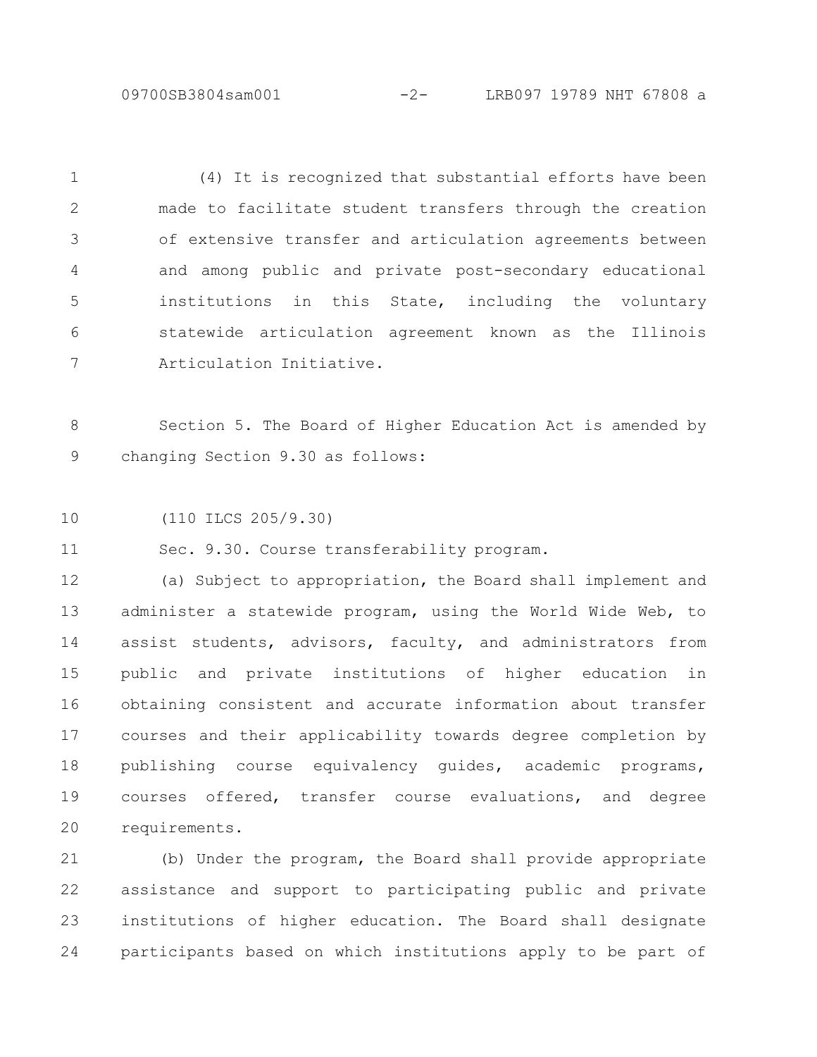(4) It is recognized that substantial efforts have been made to facilitate student transfers through the creation of extensive transfer and articulation agreements between and among public and private post-secondary educational institutions in this State, including the voluntary statewide articulation agreement known as the Illinois Articulation Initiative.

Section 5. The Board of Higher Education Act is amended by changing Section 9.30 as follows:

(110 ILCS 205/9.30)

Sec. 9.30. Course transferability program.

(a) Subject to appropriation, the Board shall implement and administer a statewide program, using the World Wide Web, to assist students, advisors, faculty, and administrators from public and private institutions of higher education in obtaining consistent and accurate information about transfer courses and their applicability towards degree completion by publishing course equivalency guides, academic programs, courses offered, transfer course evaluations, and degree requirements.

(b) Under the program, the Board shall provide appropriate assistance and support to participating public and private institutions of higher education. The Board shall designate participants based on which institutions apply to be part of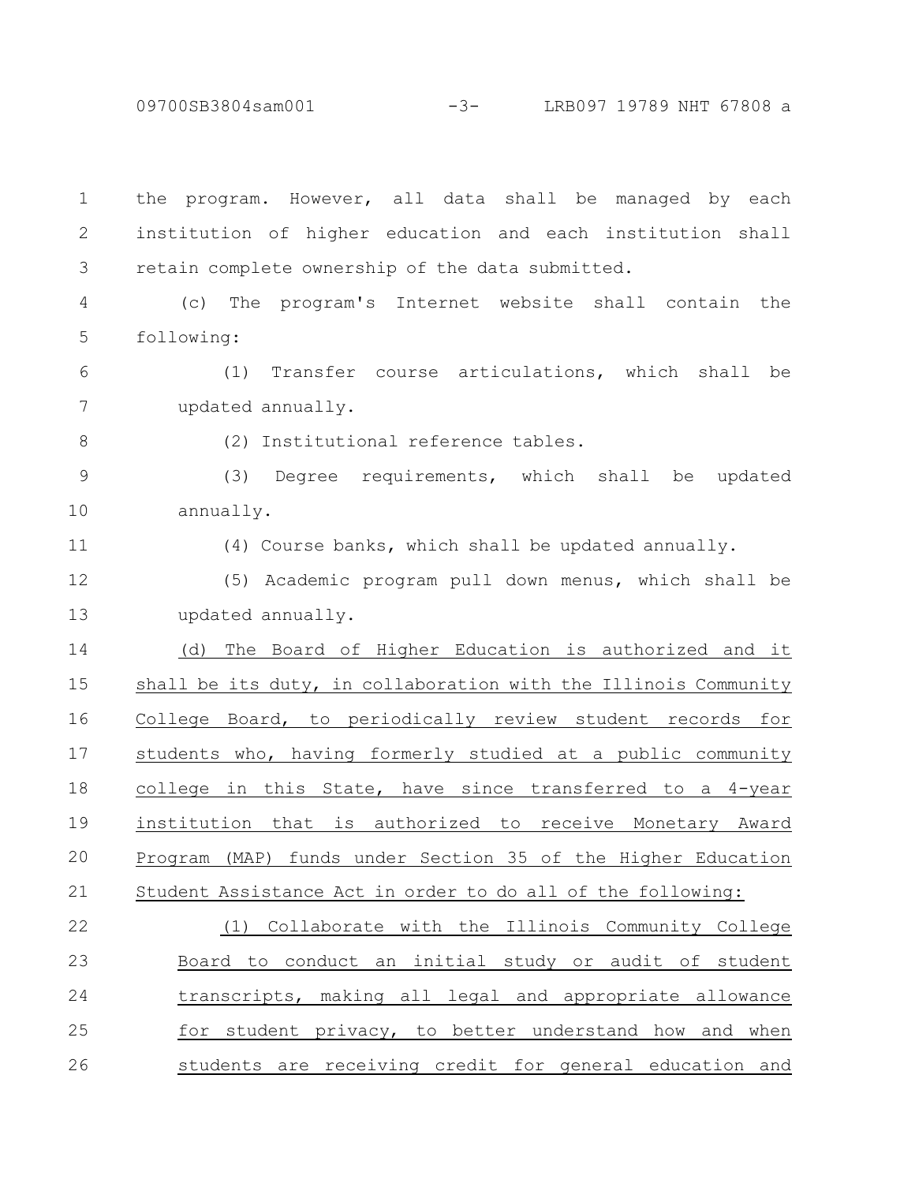the program. However, all data shall be managed by each institution of higher education and each institution shall retain complete ownership of the data submitted.

(c) The program's Internet website shall contain the following:

(1) Transfer course articulations, which shall be updated annually.

(2) Institutional reference tables.

(3) Degree requirements, which shall be updated annually.

(4) Course banks, which shall be updated annually.

(5) Academic program pull down menus, which shall be updated annually.

<u>(d) The Board of Higher Education is authorized and it shall be its duty, in collaboration with the Illinois Community College Board, to periodically review student records for students who, having formerly studied at a public community college in this State, have since transferred to a 4-year institution that is authorized to receive Monetary Award Program (MAP) funds under Section 35 of the Higher Education Student Assistance Act in order to do all of the following:</u>

<u>(1) Collaborate with the Illinois Community College Board to conduct an initial study or audit of student transcripts, making all legal and appropriate allowance for student privacy, to better understand how and when students are receiving credit for general education and</u>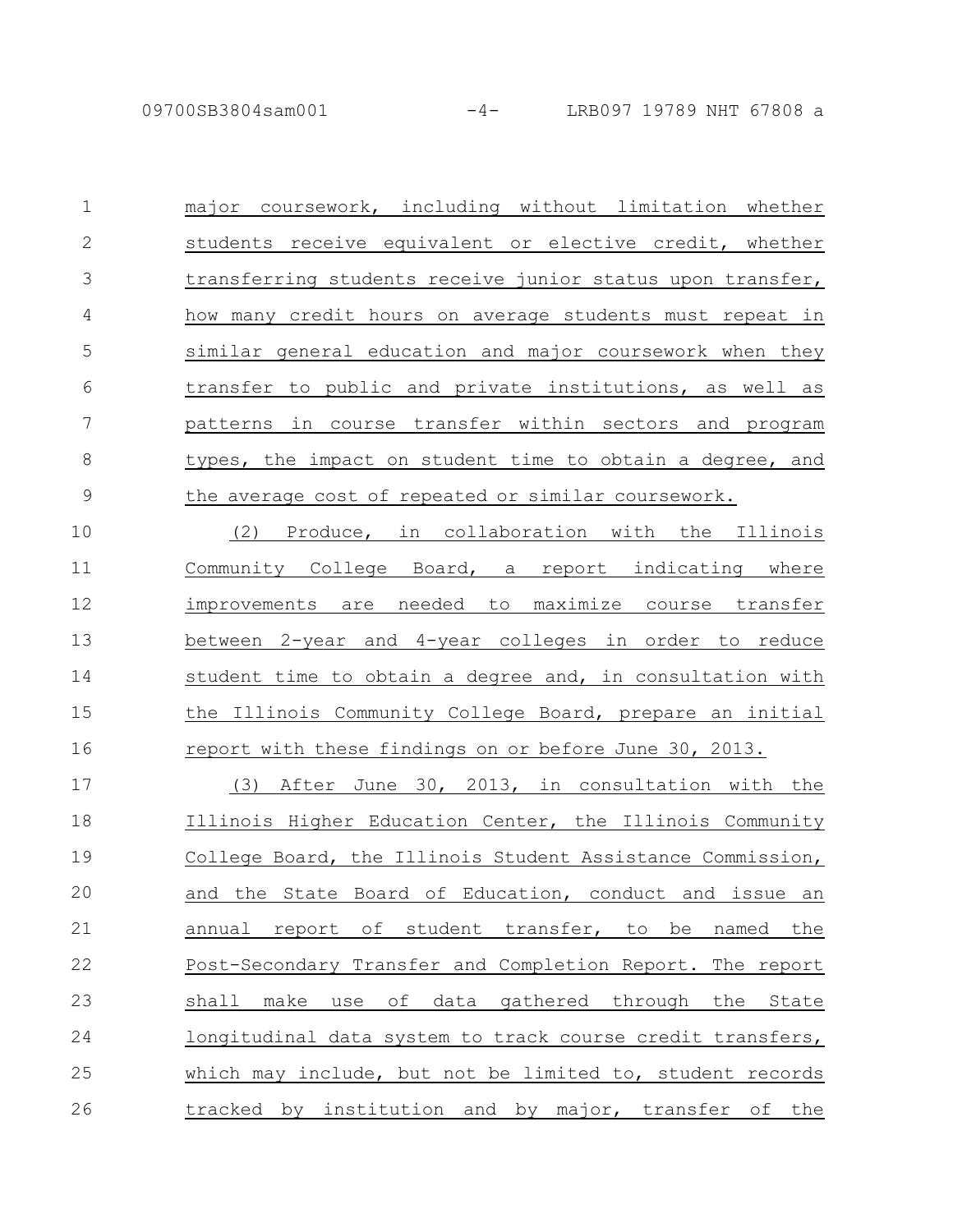major coursework, including without limitation whether students receive equivalent or elective credit, whether transferring students receive junior status upon transfer, how many credit hours on average students must repeat in similar general education and major coursework when they transfer to public and private institutions, as well as patterns in course transfer within sectors and program types, the impact on student time to obtain a degree, and the average cost of repeated or similar coursework.

(2) Produce, in collaboration with the Illinois Community College Board, a report indicating where improvements are needed to maximize course transfer between 2-year and 4-year colleges in order to reduce student time to obtain a degree and, in consultation with the Illinois Community College Board, prepare an initial report with these findings on or before June 30, 2013.

(3) After June 30, 2013, in consultation with the Illinois Higher Education Center, the Illinois Community College Board, the Illinois Student Assistance Commission, and the State Board of Education, conduct and issue an annual report of student transfer, to be named the Post-Secondary Transfer and Completion Report. The report shall make use of data gathered through the State longitudinal data system to track course credit transfers, which may include, but not be limited to, student records tracked by institution and by major, transfer of the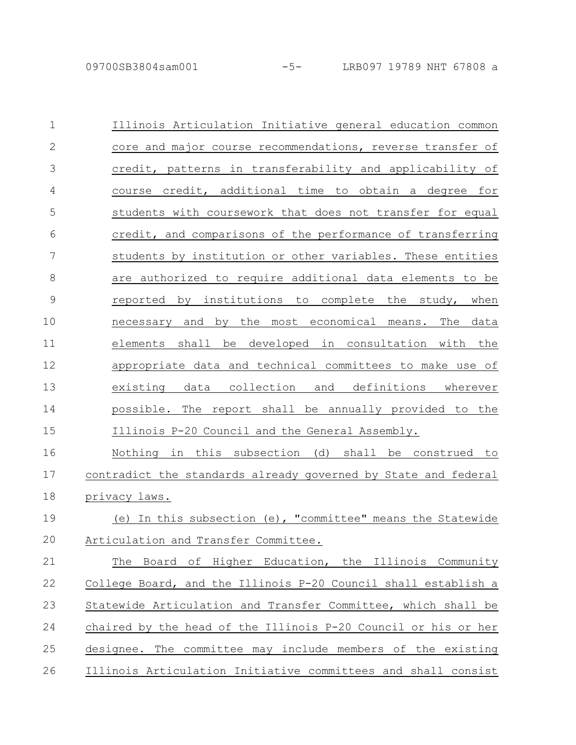Illinois Articulation Initiative general education common core and major course recommendations, reverse transfer of credit, patterns in transferability and applicability of course credit, additional time to obtain a degree for students with coursework that does not transfer for equal credit, and comparisons of the performance of transferring students by institution or other variables. These entities are authorized to require additional data elements to be reported by institutions to complete the study, when necessary and by the most economical means. The data elements shall be developed in consultation with the appropriate data and technical committees to make use of existing data collection and definitions wherever possible. The report shall be annually provided to the Illinois P-20 Council and the General Assembly.

Nothing in this subsection (d) shall be construed to contradict the standards already governed by State and federal privacy laws.

(e) In this subsection (e), "committee" means the Statewide Articulation and Transfer Committee.

The Board of Higher Education, the Illinois Community College Board, and the Illinois P-20 Council shall establish a Statewide Articulation and Transfer Committee, which shall be chaired by the head of the Illinois P-20 Council or his or her designee. The committee may include members of the existing Illinois Articulation Initiative committees and shall consist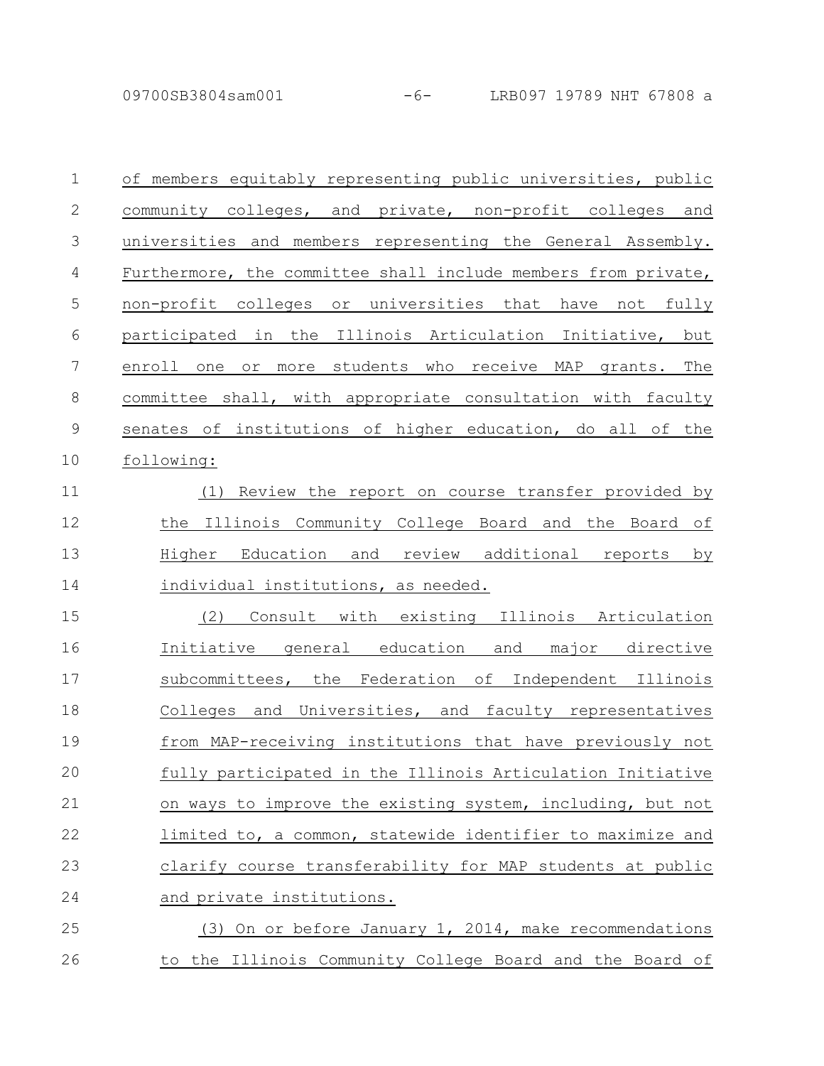of members equitably representing public universities, public community colleges, and private, non-profit colleges and universities and members representing the General Assembly. Furthermore, the committee shall include members from private, non-profit colleges or universities that have not fully participated in the Illinois Articulation Initiative, but enroll one or more students who receive MAP grants. The committee shall, with appropriate consultation with faculty senates of institutions of higher education, do all of the following:

(1) Review the report on course transfer provided by the Illinois Community College Board and the Board of Higher Education and review additional reports by individual institutions, as needed.

(2) Consult with existing Illinois Articulation Initiative general education and major directive subcommittees, the Federation of Independent Illinois Colleges and Universities, and faculty representatives from MAP-receiving institutions that have previously not fully participated in the Illinois Articulation Initiative on ways to improve the existing system, including, but not limited to, a common, statewide identifier to maximize and clarify course transferability for MAP students at public and private institutions.

(3) On or before January 1, 2014, make recommendations to the Illinois Community College Board and the Board of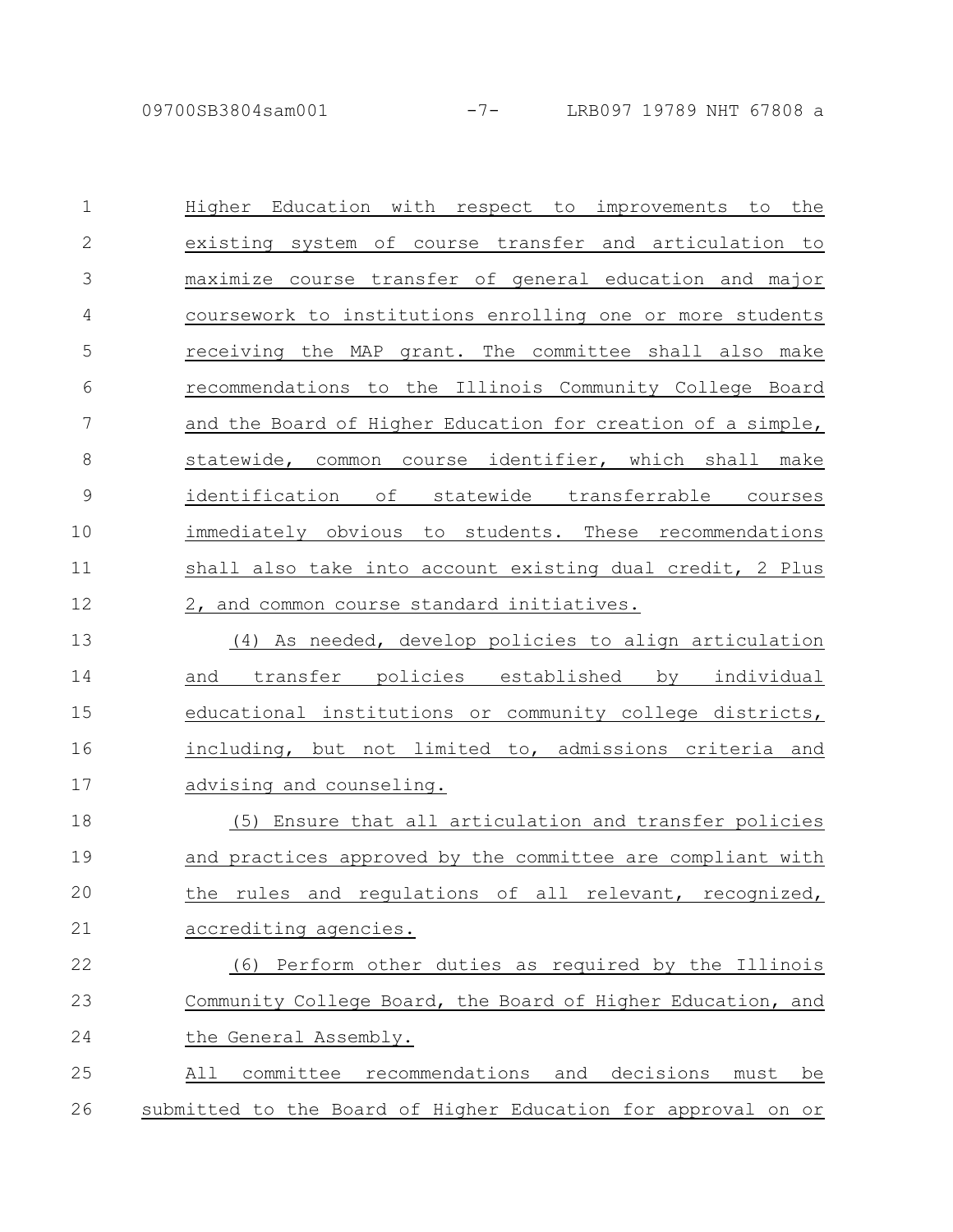Higher Education with respect to improvements to the existing system of course transfer and articulation to maximize course transfer of general education and major coursework to institutions enrolling one or more students receiving the MAP grant. The committee shall also make recommendations to the Illinois Community College Board and the Board of Higher Education for creation of a simple, statewide, common course identifier, which shall make identification of statewide transferrable courses immediately obvious to students. These recommendations shall also take into account existing dual credit, 2 Plus 2, and common course standard initiatives.

(4) As needed, develop policies to align articulation and transfer policies established by individual educational institutions or community college districts, including, but not limited to, admissions criteria and advising and counseling.

(5) Ensure that all articulation and transfer policies and practices approved by the committee are compliant with the rules and regulations of all relevant, recognized, accrediting agencies.

(6) Perform other duties as required by the Illinois Community College Board, the Board of Higher Education, and the General Assembly.

All committee recommendations and decisions must be submitted to the Board of Higher Education for approval on or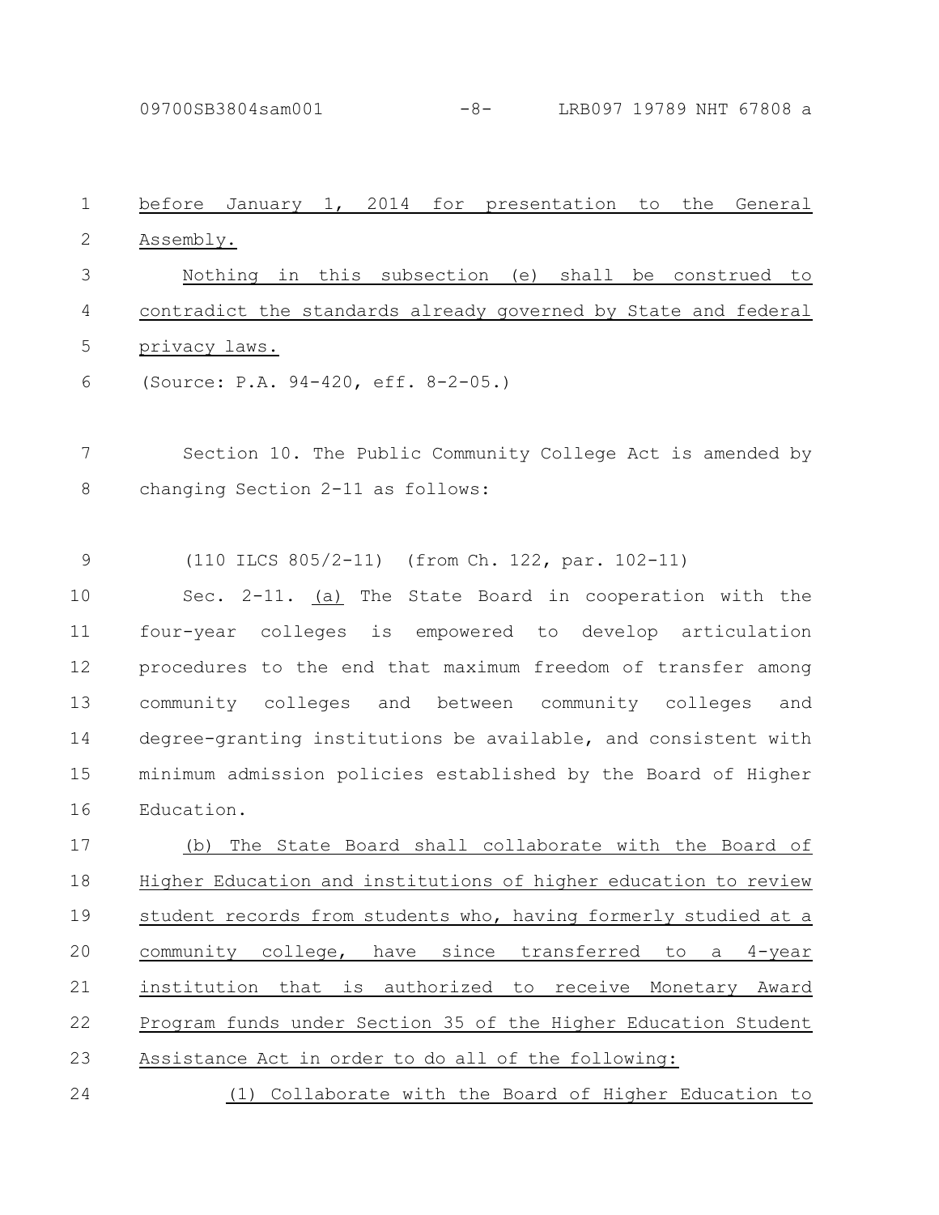before January 1, 2014 for presentation to the General Assembly.

Nothing in this subsection (e) shall be construed to contradict the standards already governed by State and federal privacy laws.

(Source: P.A. 94-420, eff. 8-2-05.)

Section 10. The Public Community College Act is amended by changing Section 2-11 as follows:

(110 ILCS 805/2-11) (from Ch. 122, par. 102-11)

Sec. 2-11. (a) The State Board in cooperation with the four-year colleges is empowered to develop articulation procedures to the end that maximum freedom of transfer among community colleges and between community colleges and degree-granting institutions be available, and consistent with minimum admission policies established by the Board of Higher Education.

(b) The State Board shall collaborate with the Board of Higher Education and institutions of higher education to review student records from students who, having formerly studied at a community college, have since transferred to a 4-year institution that is authorized to receive Monetary Award Program funds under Section 35 of the Higher Education Student Assistance Act in order to do all of the following:

(1) Collaborate with the Board of Higher Education to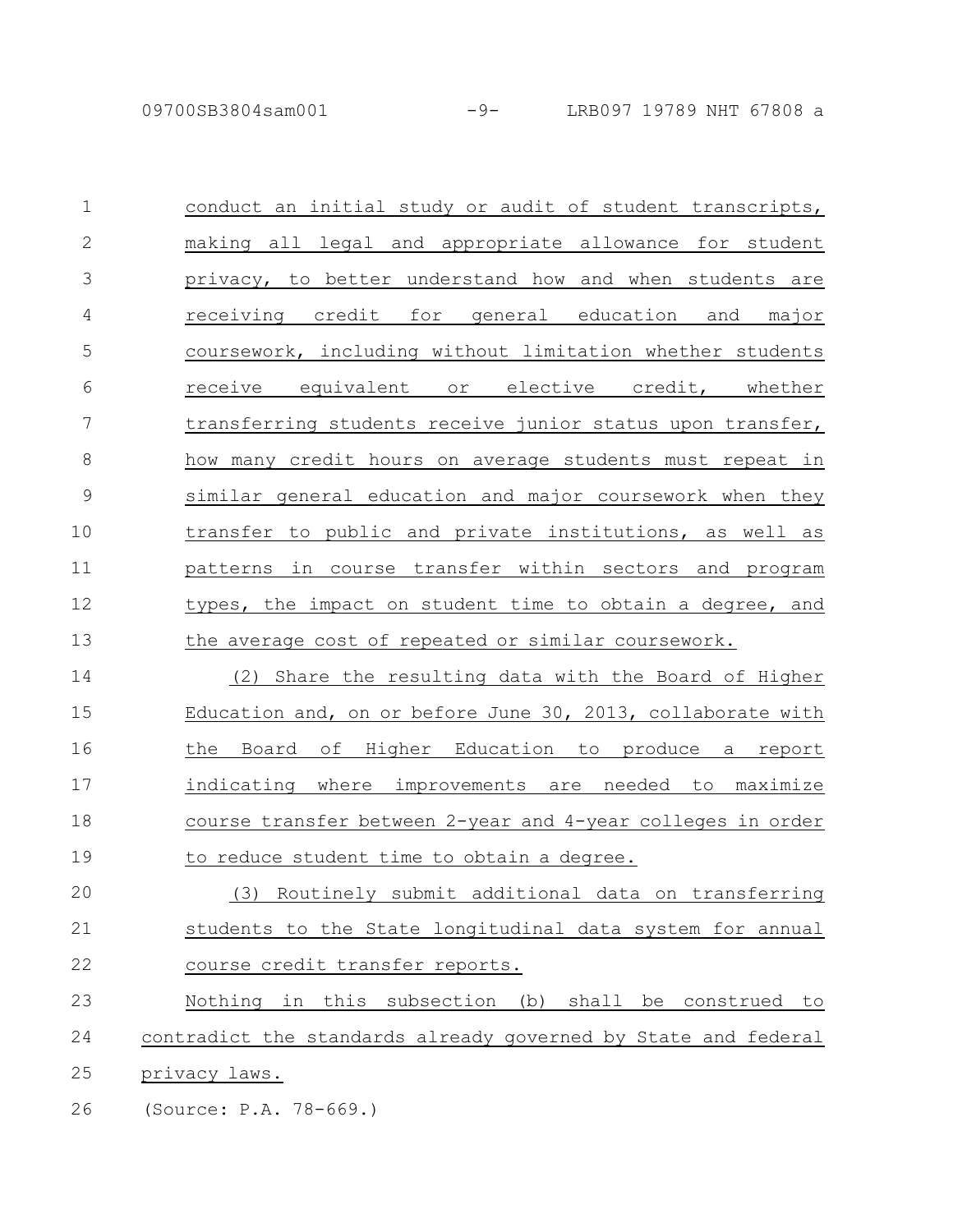conduct an initial study or audit of student transcripts, making all legal and appropriate allowance for student privacy, to better understand how and when students are receiving credit for general education and major coursework, including without limitation whether students receive equivalent or elective credit, whether transferring students receive junior status upon transfer, how many credit hours on average students must repeat in similar general education and major coursework when they transfer to public and private institutions, as well as patterns in course transfer within sectors and program types, the impact on student time to obtain a degree, and the average cost of repeated or similar coursework.

(2) Share the resulting data with the Board of Higher Education and, on or before June 30, 2013, collaborate with the Board of Higher Education to produce a report indicating where improvements are needed to maximize course transfer between 2-year and 4-year colleges in order to reduce student time to obtain a degree.

(3) Routinely submit additional data on transferring students to the State longitudinal data system for annual course credit transfer reports.

Nothing in this subsection (b) shall be construed to contradict the standards already governed by State and federal privacy laws.

(Source: P.A. 78-669.)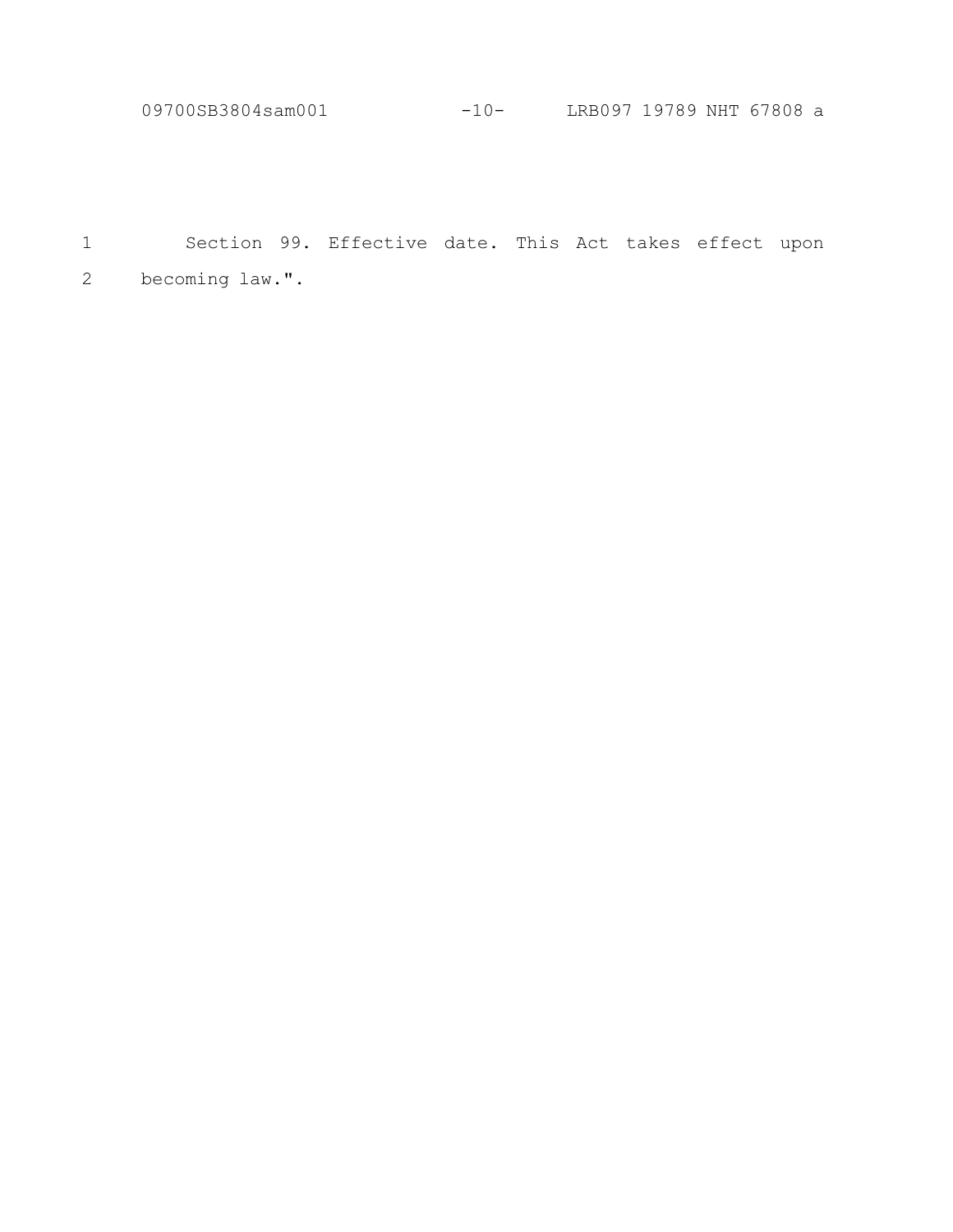Section 99. Effective date. This Act takes effect upon becoming law.".